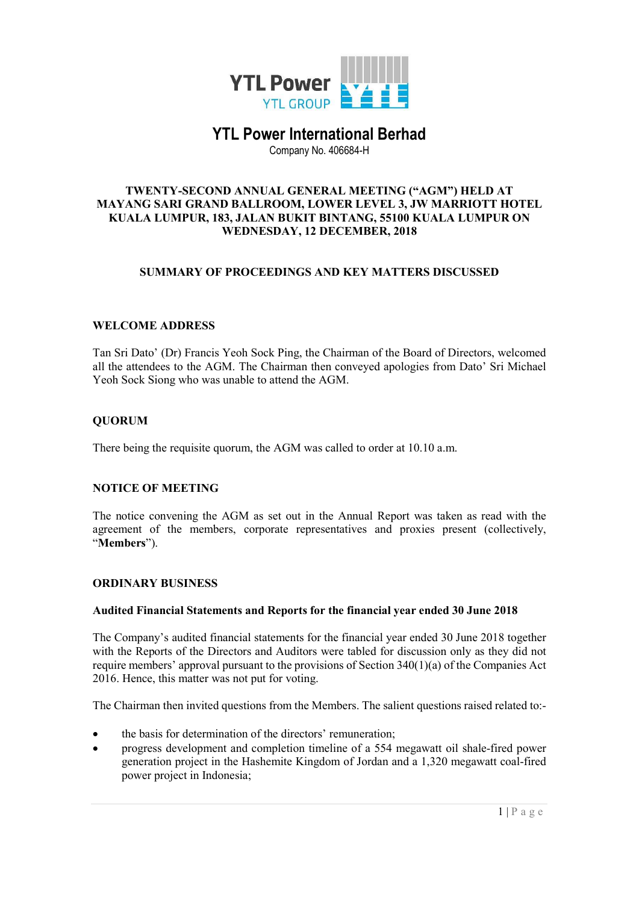# YTL Power International Berhad

Company No. 406684-H

## TWENTY-SECOND ANNUAL GENERAL MEETING ("AGM") HELD AT MAYANG SARI GRAND BALLROOM, LOWER LEVEL 3, JW MARRIOTT HOTEL KUALA LUMPUR, 183, JALAN BUKIT BINTANG, 55100 KUALA LUMPUR ON WEDNESDAY, 12 DECEMBER, 2018

## SUMMARY OF PROCEEDINGS AND KEY MATTERS DISCUSSED

### WELCOME ADDRESS

Tan Sri Dato' (Dr) Francis Yeoh Sock Ping, the Chairman of the Board of Directors, welcomed all the attendees to the AGM. The Chairman then conveyed apologies from Dato' Sri Michael Yeoh Sock Siong who was unable to attend the AGM.

### QUORUM

There being the requisite quorum, the AGM was called to order at 10.10 a.m.

### NOTICE OF MEETING

The notice convening the AGM as set out in the Annual Report was taken as read with the agreement of the members, corporate representatives and proxies present (collectively, "**Members**").

### ORDINARY BUSINESS

#### Audited Financial Statements and Reports for the financial year ended 30 June 2018

The Company's audited financial statements for the financial year ended 30 June 2018 together with the Reports of the Directors and Auditors were tabled for discussion only as they did not require members' approval pursuant to the provisions of Section 340(1)(a) of the Companies Act 2016. Hence, this matter was not put for voting.

The Chairman then invited questions from the Members. The salient questions raised related to:-

- the basis for determination of the directors' remuneration;
- progress development and completion timeline of a 554 megawatt oil shale-fired power generation project in the Hashemite Kingdom of Jordan and a 1,320 megawatt coal-fired power project in Indonesia;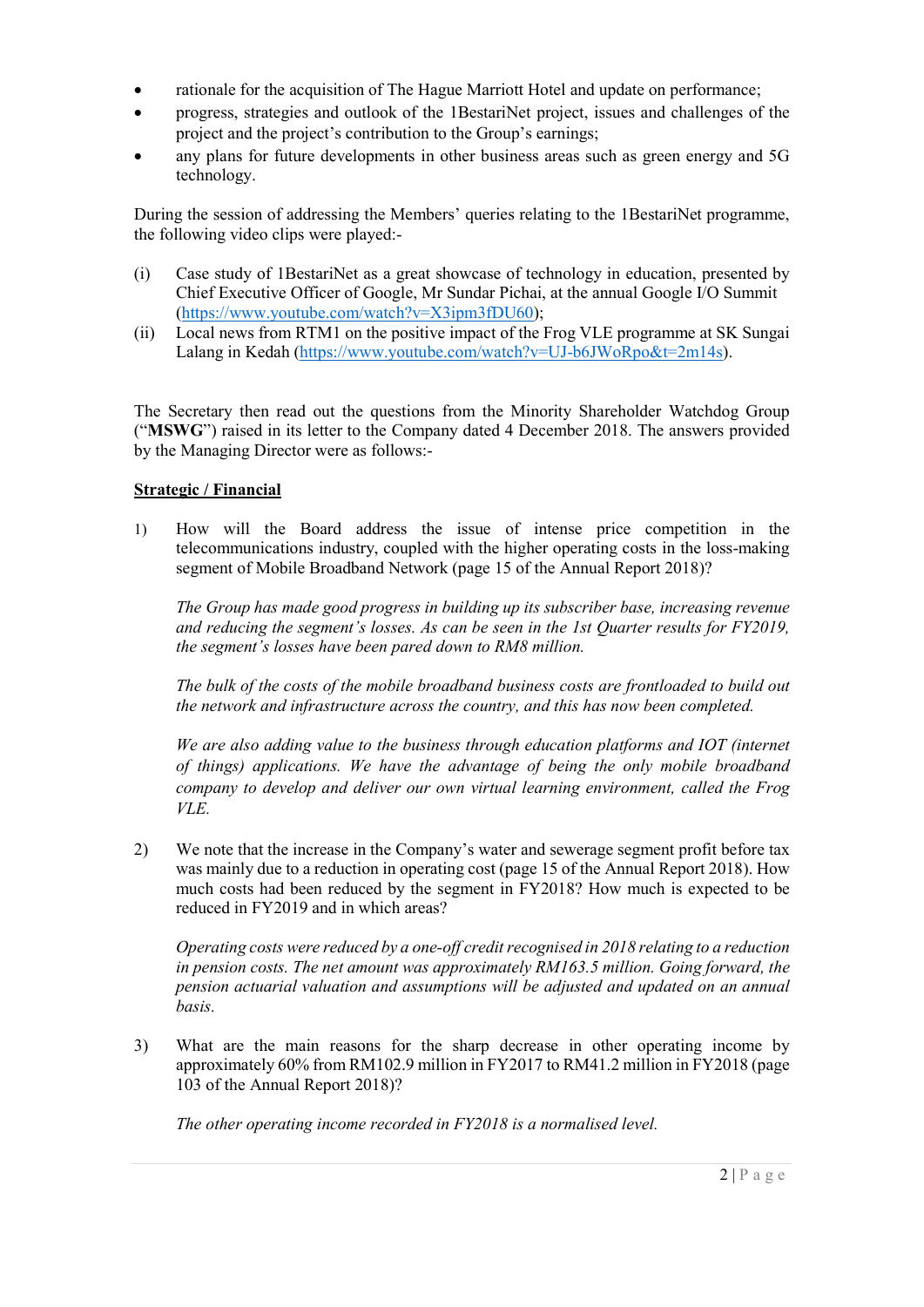- rationale for the acquisition of The Hague Marriott Hotel and update on performance;
- progress, strategies and outlook of the 1BestariNet project, issues and challenges of the project and the project's contribution to the Group's earnings;
- any plans for future developments in other business areas such as green energy and 5G technology.

During the session of addressing the Members' queries relating to the 1BestariNet programme, the following video clips were played:-

(i) Case study of 1BestariNet as a great showcase of technology in education, presented by Chief Executive Officer of Google, Mr Sundar Pichai, at the annual Google I/O Summit (https://www.youtube.com/watch?v=X3ipm3fDU60);

(ii) Local news from RTM1 on the positive impact of the Frog VLE programme at SK Sungai Lalang in Kedah (https://www.youtube.com/watch?v=UJ-b6JWoRpo&t=2m14s).

The Secretary then read out the questions from the Minority Shareholder Watchdog Group ("**MSWG**") raised in its letter to the Company dated 4 December 2018. The answers provided by the Managing Director were as follows:-

**Strategic / Financial**

1) How will the Board address the issue of intense price competition in the telecommunications industry, coupled with the higher operating costs in the loss-making segment of Mobile Broadband Network (page 15 of the Annual Report 2018)?

   *The Group has made good progress in building up its subscriber base, increasing revenue and reducing the segment's losses. As can be seen in the 1st Quarter results for FY2019, the segment's losses have been pared down to RM8 million.*

   *The bulk of the costs of the mobile broadband business costs are frontloaded to build out the network and infrastructure across the country, and this has now been completed.*

   *We are also adding value to the business through education platforms and IOT (internet of things) applications. We have the advantage of being the only mobile broadband company to develop and deliver our own virtual learning environment, called the Frog VLE.*

2) We note that the increase in the Company's water and sewerage segment profit before tax was mainly due to a reduction in operating cost (page 15 of the Annual Report 2018). How much costs had been reduced by the segment in FY2018? How much is expected to be reduced in FY2019 and in which areas?

   *Operating costs were reduced by a one-off credit recognised in 2018 relating to a reduction in pension costs. The net amount was approximately RM163.5 million. Going forward, the pension actuarial valuation and assumptions will be adjusted and updated on an annual basis.*

3) What are the main reasons for the sharp decrease in other operating income by approximately 60% from RM102.9 million in FY2017 to RM41.2 million in FY2018 (page 103 of the Annual Report 2018)?

   *The other operating income recorded in FY2018 is a normalised level.*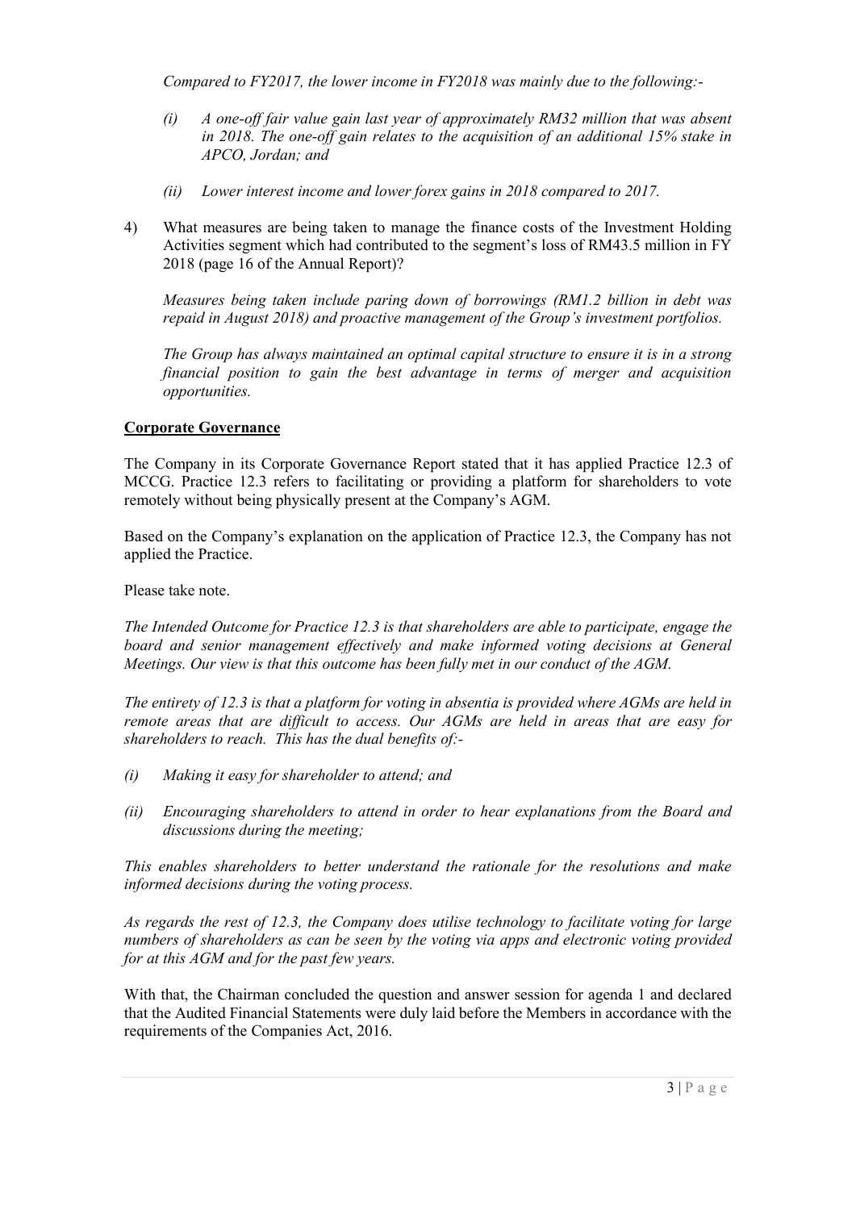*Compared to FY2017, the lower income in FY2018 was mainly due to the following:-*

*(i) A one-off fair value gain last year of approximately RM32 million that was absent in 2018. The one-off gain relates to the acquisition of an additional 15% stake in APCO, Jordan; and*

*(ii) Lower interest income and lower forex gains in 2018 compared to 2017.*

4) What measures are being taken to manage the finance costs of the Investment Holding Activities segment which had contributed to the segment's loss of RM43.5 million in FY 2018 (page 16 of the Annual Report)?

*Measures being taken include paring down of borrowings (RM1.2 billion in debt was repaid in August 2018) and proactive management of the Group's investment portfolios.*

*The Group has always maintained an optimal capital structure to ensure it is in a strong financial position to gain the best advantage in terms of merger and acquisition opportunities.*

**Corporate Governance**

The Company in its Corporate Governance Report stated that it has applied Practice 12.3 of MCCG. Practice 12.3 refers to facilitating or providing a platform for shareholders to vote remotely without being physically present at the Company's AGM.

Based on the Company's explanation on the application of Practice 12.3, the Company has not applied the Practice.

Please take note.

*The Intended Outcome for Practice 12.3 is that shareholders are able to participate, engage the board and senior management effectively and make informed voting decisions at General Meetings. Our view is that this outcome has been fully met in our conduct of the AGM.*

*The entirety of 12.3 is that a platform for voting in absentia is provided where AGMs are held in remote areas that are difficult to access. Our AGMs are held in areas that are easy for shareholders to reach. This has the dual benefits of:-*

*(i) Making it easy for shareholder to attend; and*

*(ii) Encouraging shareholders to attend in order to hear explanations from the Board and discussions during the meeting;*

*This enables shareholders to better understand the rationale for the resolutions and make informed decisions during the voting process.*

*As regards the rest of 12.3, the Company does utilise technology to facilitate voting for large numbers of shareholders as can be seen by the voting via apps and electronic voting provided for at this AGM and for the past few years.*

With that, the Chairman concluded the question and answer session for agenda 1 and declared that the Audited Financial Statements were duly laid before the Members in accordance with the requirements of the Companies Act, 2016.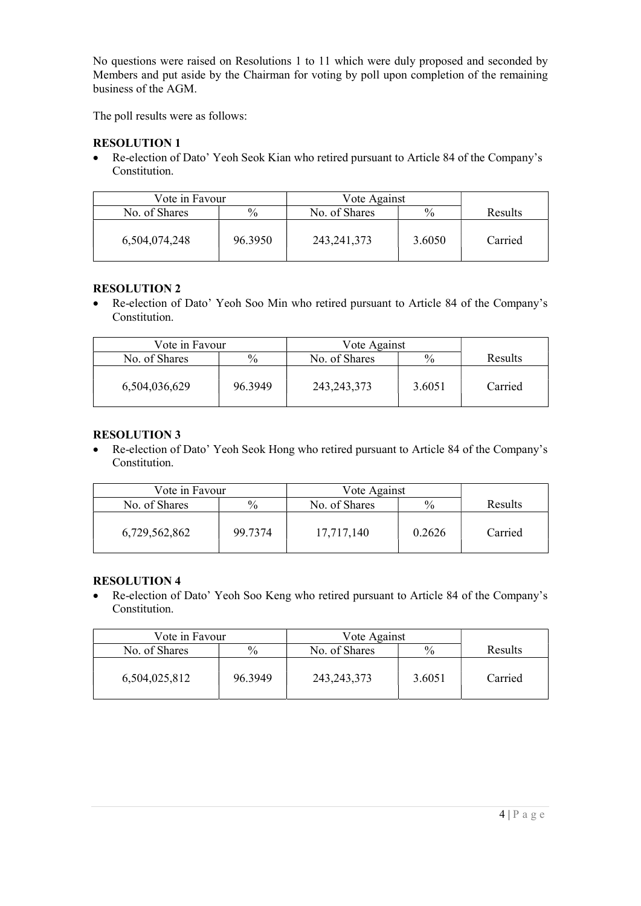No questions were raised on Resolutions 1 to 11 which were duly proposed and seconded by Members and put aside by the Chairman for voting by poll upon completion of the remaining business of the AGM.

The poll results were as follows:

**RESOLUTION 1**

- Re-election of Dato' Yeoh Seok Kian who retired pursuant to Article 84 of the Company's Constitution.

| Vote in Favour | | Vote Against | | |
|---|---|---|---|---|
| No. of Shares | % | No. of Shares | % | Results |
| 6,504,074,248 | 96.3950 | 243,241,373 | 3.6050 | Carried |

**RESOLUTION 2**

- Re-election of Dato' Yeoh Soo Min who retired pursuant to Article 84 of the Company's Constitution.

| Vote in Favour | | Vote Against | | |
|---|---|---|---|---|
| No. of Shares | % | No. of Shares | % | Results |
| 6,504,036,629 | 96.3949 | 243,243,373 | 3.6051 | Carried |

**RESOLUTION 3**

- Re-election of Dato' Yeoh Seok Hong who retired pursuant to Article 84 of the Company's Constitution.

| Vote in Favour | | Vote Against | | |
|---|---|---|---|---|
| No. of Shares | % | No. of Shares | % | Results |
| 6,729,562,862 | 99.7374 | 17,717,140 | 0.2626 | Carried |

**RESOLUTION 4**

- Re-election of Dato' Yeoh Soo Keng who retired pursuant to Article 84 of the Company's Constitution.

| Vote in Favour | | Vote Against | | |
|---|---|---|---|---|
| No. of Shares | % | No. of Shares | % | Results |
| 6,504,025,812 | 96.3949 | 243,243,373 | 3.6051 | Carried |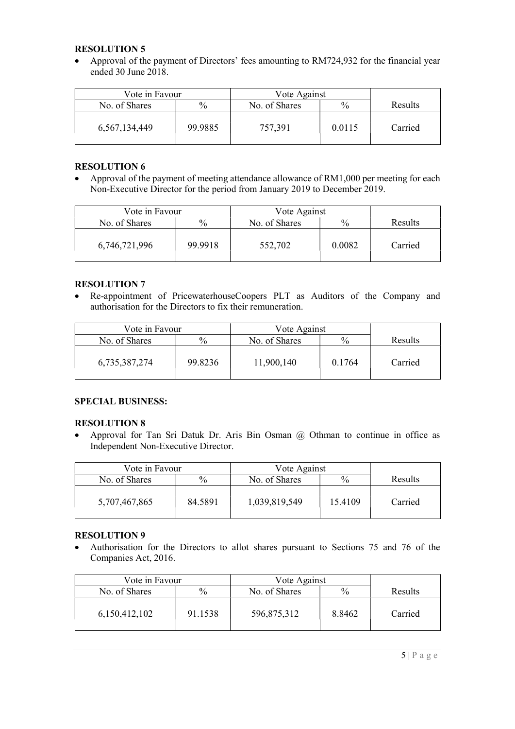**RESOLUTION 5**

- Approval of the payment of Directors' fees amounting to RM724,932 for the financial year ended 30 June 2018.

| Vote in Favour | | Vote Against | | |
|---|---|---|---|---|
| No. of Shares | % | No. of Shares | % | Results |
| 6,567,134,449 | 99.9885 | 757,391 | 0.0115 | Carried |

**RESOLUTION 6**

- Approval of the payment of meeting attendance allowance of RM1,000 per meeting for each Non-Executive Director for the period from January 2019 to December 2019.

| Vote in Favour | | Vote Against | | |
|---|---|---|---|---|
| No. of Shares | % | No. of Shares | % | Results |
| 6,746,721,996 | 99.9918 | 552,702 | 0.0082 | Carried |

**RESOLUTION 7**

- Re-appointment of PricewaterhouseCoopers PLT as Auditors of the Company and authorisation for the Directors to fix their remuneration.

| Vote in Favour | | Vote Against | | |
|---|---|---|---|---|
| No. of Shares | % | No. of Shares | % | Results |
| 6,735,387,274 | 99.8236 | 11,900,140 | 0.1764 | Carried |

**SPECIAL BUSINESS:**

**RESOLUTION 8**

- Approval for Tan Sri Datuk Dr. Aris Bin Osman @ Othman to continue in office as Independent Non-Executive Director.

| Vote in Favour | | Vote Against | | |
|---|---|---|---|---|
| No. of Shares | % | No. of Shares | % | Results |
| 5,707,467,865 | 84.5891 | 1,039,819,549 | 15.4109 | Carried |

**RESOLUTION 9**

- Authorisation for the Directors to allot shares pursuant to Sections 75 and 76 of the Companies Act, 2016.

| Vote in Favour | | Vote Against | | |
|---|---|---|---|---|
| No. of Shares | % | No. of Shares | % | Results |
| 6,150,412,102 | 91.1538 | 596,875,312 | 8.8462 | Carried |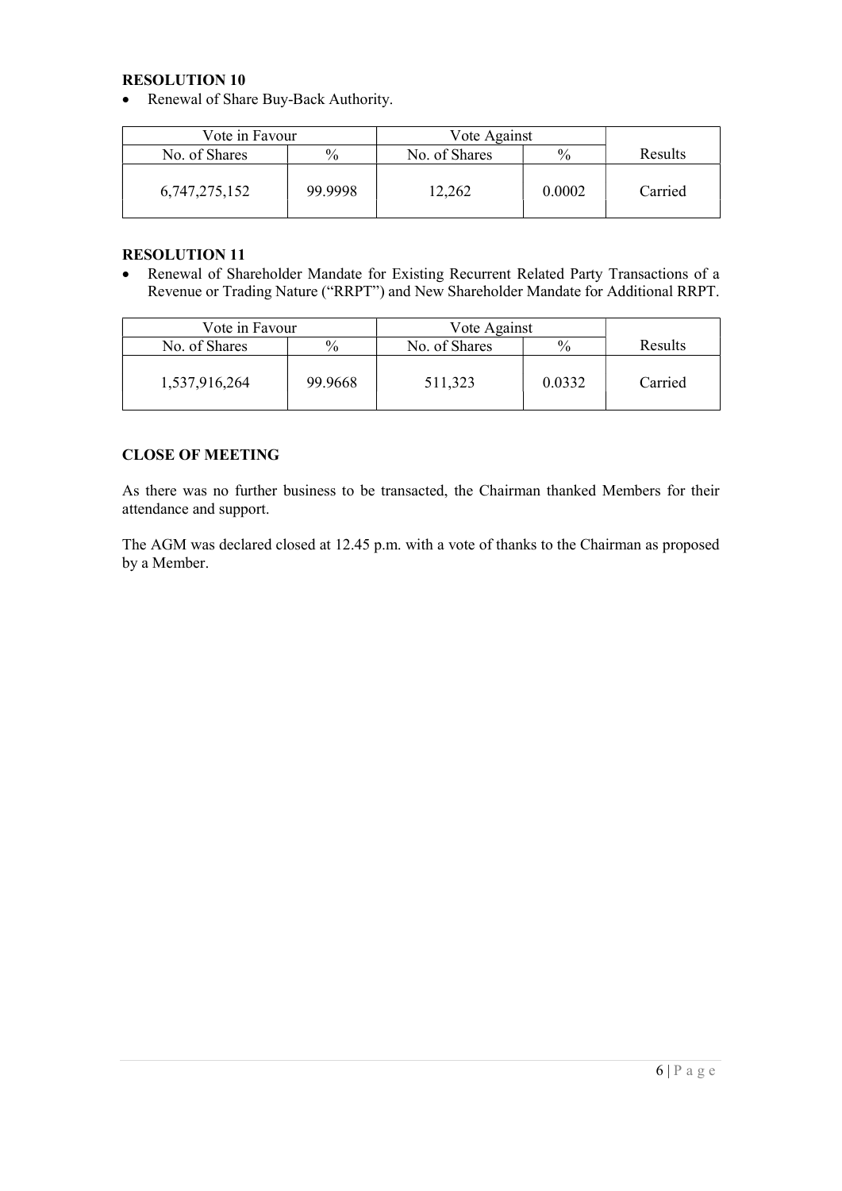**RESOLUTION 10**

- Renewal of Share Buy-Back Authority.

| Vote in Favour | | Vote Against | | |
|---|---|---|---|---|
| No. of Shares | % | No. of Shares | % | Results |
| 6,747,275,152 | 99.9998 | 12,262 | 0.0002 | Carried |

**RESOLUTION 11**

- Renewal of Shareholder Mandate for Existing Recurrent Related Party Transactions of a Revenue or Trading Nature ("RRPT") and New Shareholder Mandate for Additional RRPT.

| Vote in Favour | | Vote Against | | |
|---|---|---|---|---|
| No. of Shares | % | No. of Shares | % | Results |
| 1,537,916,264 | 99.9668 | 511,323 | 0.0332 | Carried |

**CLOSE OF MEETING**

As there was no further business to be transacted, the Chairman thanked Members for their attendance and support.

The AGM was declared closed at 12.45 p.m. with a vote of thanks to the Chairman as proposed by a Member.